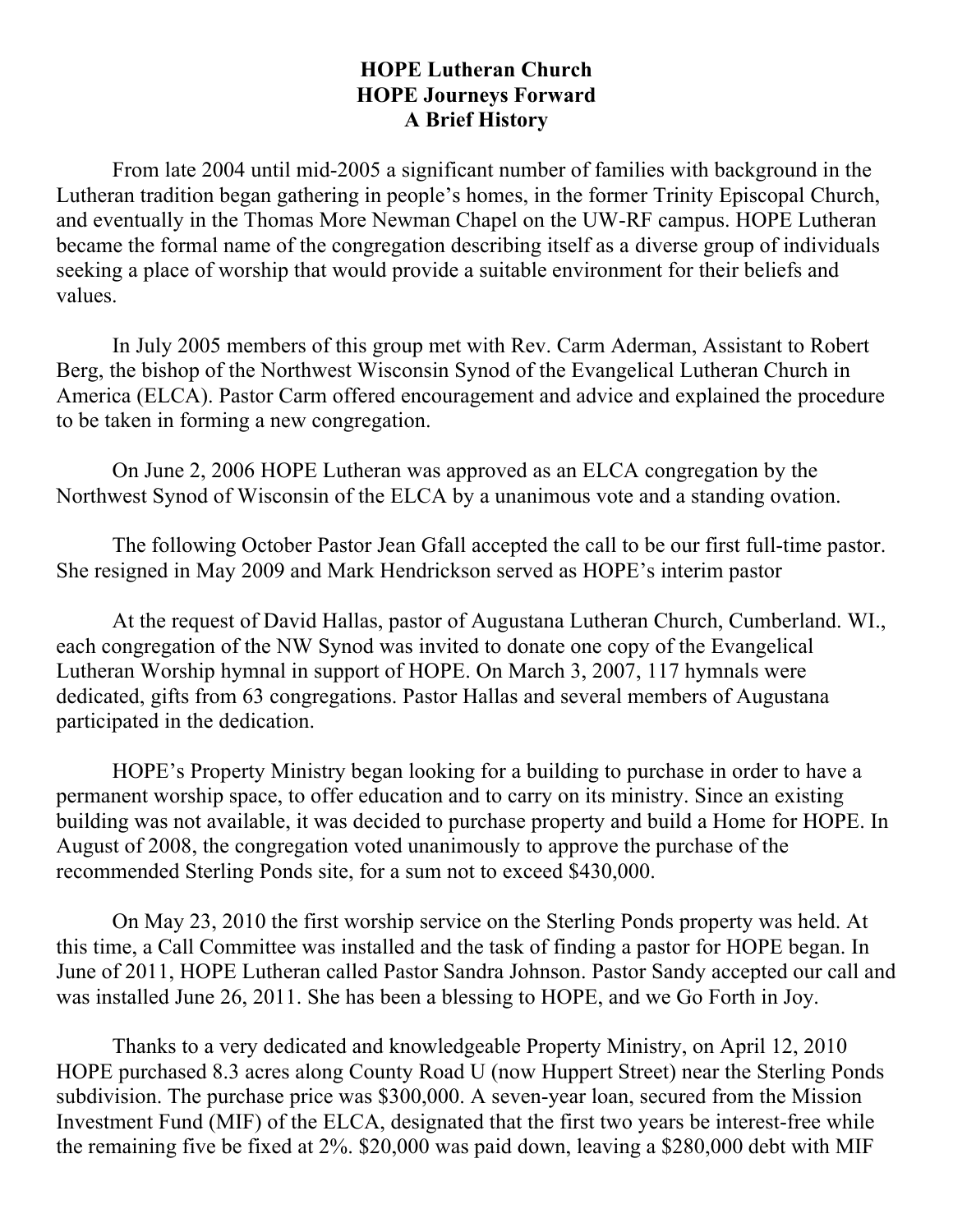**HOPE Lutheran Church**
**HOPE Journeys Forward**
**A Brief History**

From late 2004 until mid-2005 a significant number of families with background in the Lutheran tradition began gathering in people's homes, in the former Trinity Episcopal Church, and eventually in the Thomas More Newman Chapel on the UW-RF campus. HOPE Lutheran became the formal name of the congregation describing itself as a diverse group of individuals seeking a place of worship that would provide a suitable environment for their beliefs and values.

In July 2005 members of this group met with Rev. Carm Aderman, Assistant to Robert Berg, the bishop of the Northwest Wisconsin Synod of the Evangelical Lutheran Church in America (ELCA). Pastor Carm offered encouragement and advice and explained the procedure to be taken in forming a new congregation.

On June 2, 2006 HOPE Lutheran was approved as an ELCA congregation by the Northwest Synod of Wisconsin of the ELCA by a unanimous vote and a standing ovation.

The following October Pastor Jean Gfall accepted the call to be our first full-time pastor. She resigned in May 2009 and Mark Hendrickson served as HOPE's interim pastor

At the request of David Hallas, pastor of Augustana Lutheran Church, Cumberland. WI., each congregation of the NW Synod was invited to donate one copy of the Evangelical Lutheran Worship hymnal in support of HOPE. On March 3, 2007, 117 hymnals were dedicated, gifts from 63 congregations. Pastor Hallas and several members of Augustana participated in the dedication.

HOPE's Property Ministry began looking for a building to purchase in order to have a permanent worship space, to offer education and to carry on its ministry. Since an existing building was not available, it was decided to purchase property and build a Home for HOPE. In August of 2008, the congregation voted unanimously to approve the purchase of the recommended Sterling Ponds site, for a sum not to exceed $430,000.

On May 23, 2010 the first worship service on the Sterling Ponds property was held. At this time, a Call Committee was installed and the task of finding a pastor for HOPE began. In June of 2011, HOPE Lutheran called Pastor Sandra Johnson. Pastor Sandy accepted our call and was installed June 26, 2011. She has been a blessing to HOPE, and we Go Forth in Joy.

Thanks to a very dedicated and knowledgeable Property Ministry, on April 12, 2010 HOPE purchased 8.3 acres along County Road U (now Huppert Street) near the Sterling Ponds subdivision. The purchase price was $300,000. A seven-year loan, secured from the Mission Investment Fund (MIF) of the ELCA, designated that the first two years be interest-free while the remaining five be fixed at 2%. $20,000 was paid down, leaving a $280,000 debt with MIF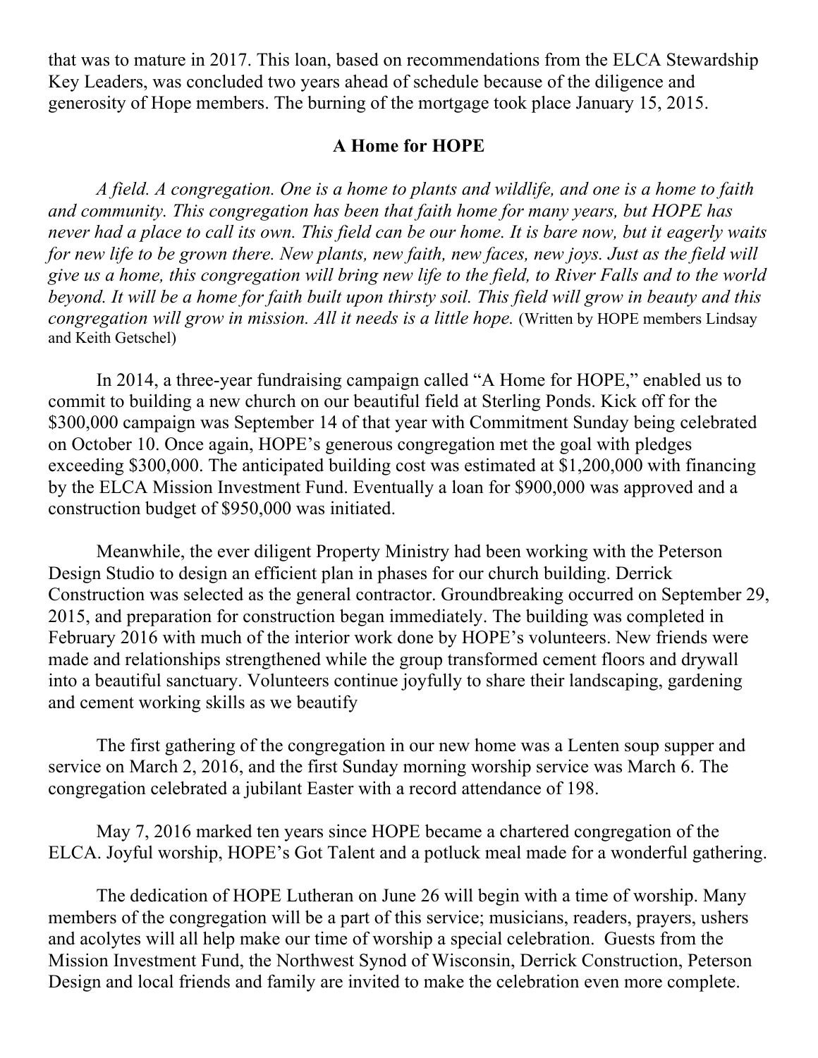that was to mature in 2017. This loan, based on recommendations from the ELCA Stewardship Key Leaders, was concluded two years ahead of schedule because of the diligence and generosity of Hope members. The burning of the mortgage took place January 15, 2015.

## A Home for HOPE

*A field. A congregation. One is a home to plants and wildlife, and one is a home to faith and community. This congregation has been that faith home for many years, but HOPE has never had a place to call its own. This field can be our home. It is bare now, but it eagerly waits for new life to be grown there. New plants, new faith, new faces, new joys. Just as the field will give us a home, this congregation will bring new life to the field, to River Falls and to the world beyond. It will be a home for faith built upon thirsty soil. This field will grow in beauty and this congregation will grow in mission. All it needs is a little hope.* (Written by HOPE members Lindsay and Keith Getschel)

In 2014, a three-year fundraising campaign called "A Home for HOPE," enabled us to commit to building a new church on our beautiful field at Sterling Ponds. Kick off for the $300,000 campaign was September 14 of that year with Commitment Sunday being celebrated on October 10. Once again, HOPE's generous congregation met the goal with pledges exceeding $300,000. The anticipated building cost was estimated at $1,200,000 with financing by the ELCA Mission Investment Fund. Eventually a loan for $900,000 was approved and a construction budget of $950,000 was initiated.

Meanwhile, the ever diligent Property Ministry had been working with the Peterson Design Studio to design an efficient plan in phases for our church building. Derrick Construction was selected as the general contractor. Groundbreaking occurred on September 29, 2015, and preparation for construction began immediately. The building was completed in February 2016 with much of the interior work done by HOPE's volunteers. New friends were made and relationships strengthened while the group transformed cement floors and drywall into a beautiful sanctuary. Volunteers continue joyfully to share their landscaping, gardening and cement working skills as we beautify

The first gathering of the congregation in our new home was a Lenten soup supper and service on March 2, 2016, and the first Sunday morning worship service was March 6. The congregation celebrated a jubilant Easter with a record attendance of 198.

May 7, 2016 marked ten years since HOPE became a chartered congregation of the ELCA. Joyful worship, HOPE's Got Talent and a potluck meal made for a wonderful gathering.

The dedication of HOPE Lutheran on June 26 will begin with a time of worship. Many members of the congregation will be a part of this service; musicians, readers, prayers, ushers and acolytes will all help make our time of worship a special celebration. Guests from the Mission Investment Fund, the Northwest Synod of Wisconsin, Derrick Construction, Peterson Design and local friends and family are invited to make the celebration even more complete.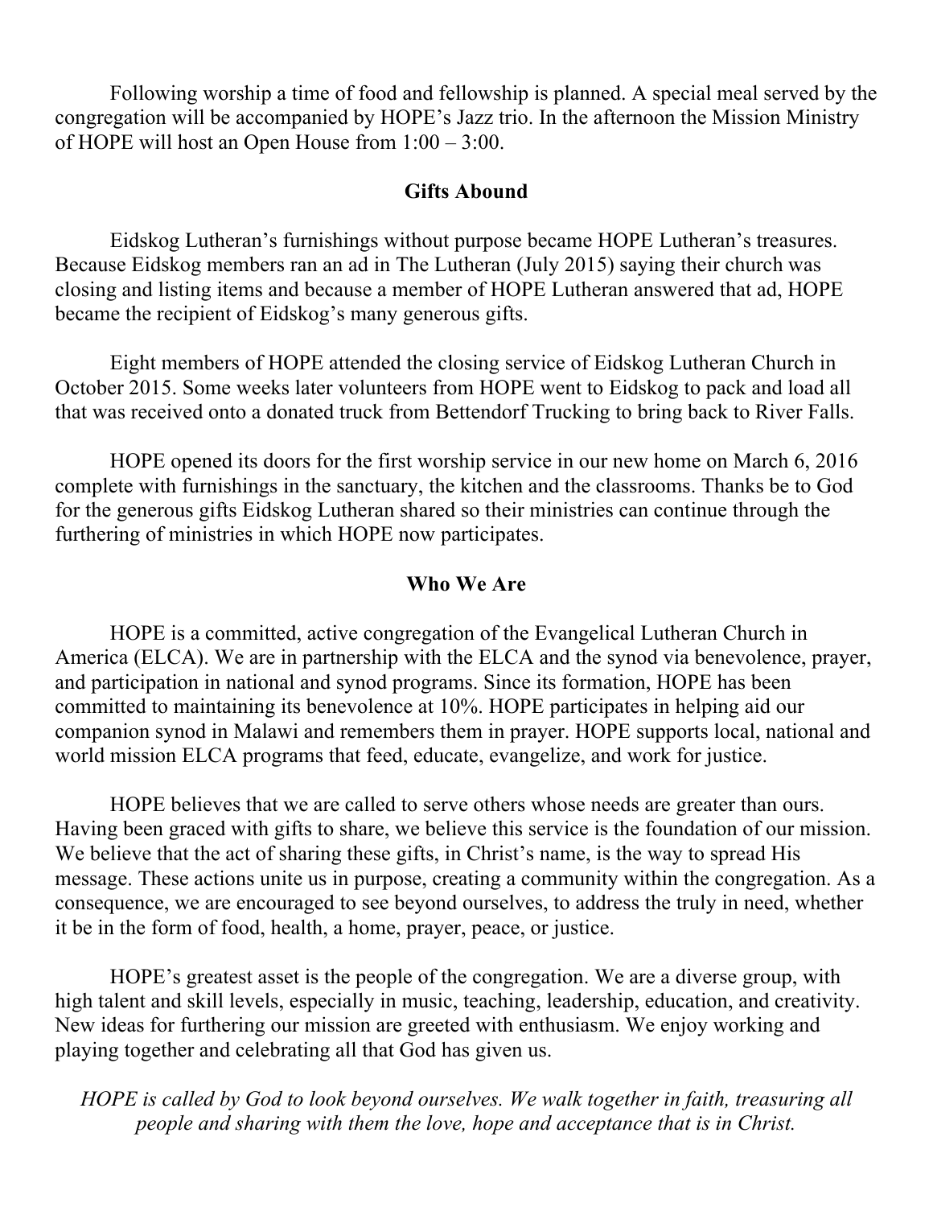Following worship a time of food and fellowship is planned. A special meal served by the congregation will be accompanied by HOPE's Jazz trio. In the afternoon the Mission Ministry of HOPE will host an Open House from 1:00 – 3:00.

## Gifts Abound

Eidskog Lutheran's furnishings without purpose became HOPE Lutheran's treasures. Because Eidskog members ran an ad in The Lutheran (July 2015) saying their church was closing and listing items and because a member of HOPE Lutheran answered that ad, HOPE became the recipient of Eidskog's many generous gifts.

Eight members of HOPE attended the closing service of Eidskog Lutheran Church in October 2015. Some weeks later volunteers from HOPE went to Eidskog to pack and load all that was received onto a donated truck from Bettendorf Trucking to bring back to River Falls.

HOPE opened its doors for the first worship service in our new home on March 6, 2016 complete with furnishings in the sanctuary, the kitchen and the classrooms. Thanks be to God for the generous gifts Eidskog Lutheran shared so their ministries can continue through the furthering of ministries in which HOPE now participates.

## Who We Are

HOPE is a committed, active congregation of the Evangelical Lutheran Church in America (ELCA). We are in partnership with the ELCA and the synod via benevolence, prayer, and participation in national and synod programs. Since its formation, HOPE has been committed to maintaining its benevolence at 10%. HOPE participates in helping aid our companion synod in Malawi and remembers them in prayer. HOPE supports local, national and world mission ELCA programs that feed, educate, evangelize, and work for justice.

HOPE believes that we are called to serve others whose needs are greater than ours. Having been graced with gifts to share, we believe this service is the foundation of our mission. We believe that the act of sharing these gifts, in Christ's name, is the way to spread His message. These actions unite us in purpose, creating a community within the congregation. As a consequence, we are encouraged to see beyond ourselves, to address the truly in need, whether it be in the form of food, health, a home, prayer, peace, or justice.

HOPE's greatest asset is the people of the congregation. We are a diverse group, with high talent and skill levels, especially in music, teaching, leadership, education, and creativity. New ideas for furthering our mission are greeted with enthusiasm. We enjoy working and playing together and celebrating all that God has given us.

*HOPE is called by God to look beyond ourselves. We walk together in faith, treasuring all people and sharing with them the love, hope and acceptance that is in Christ.*